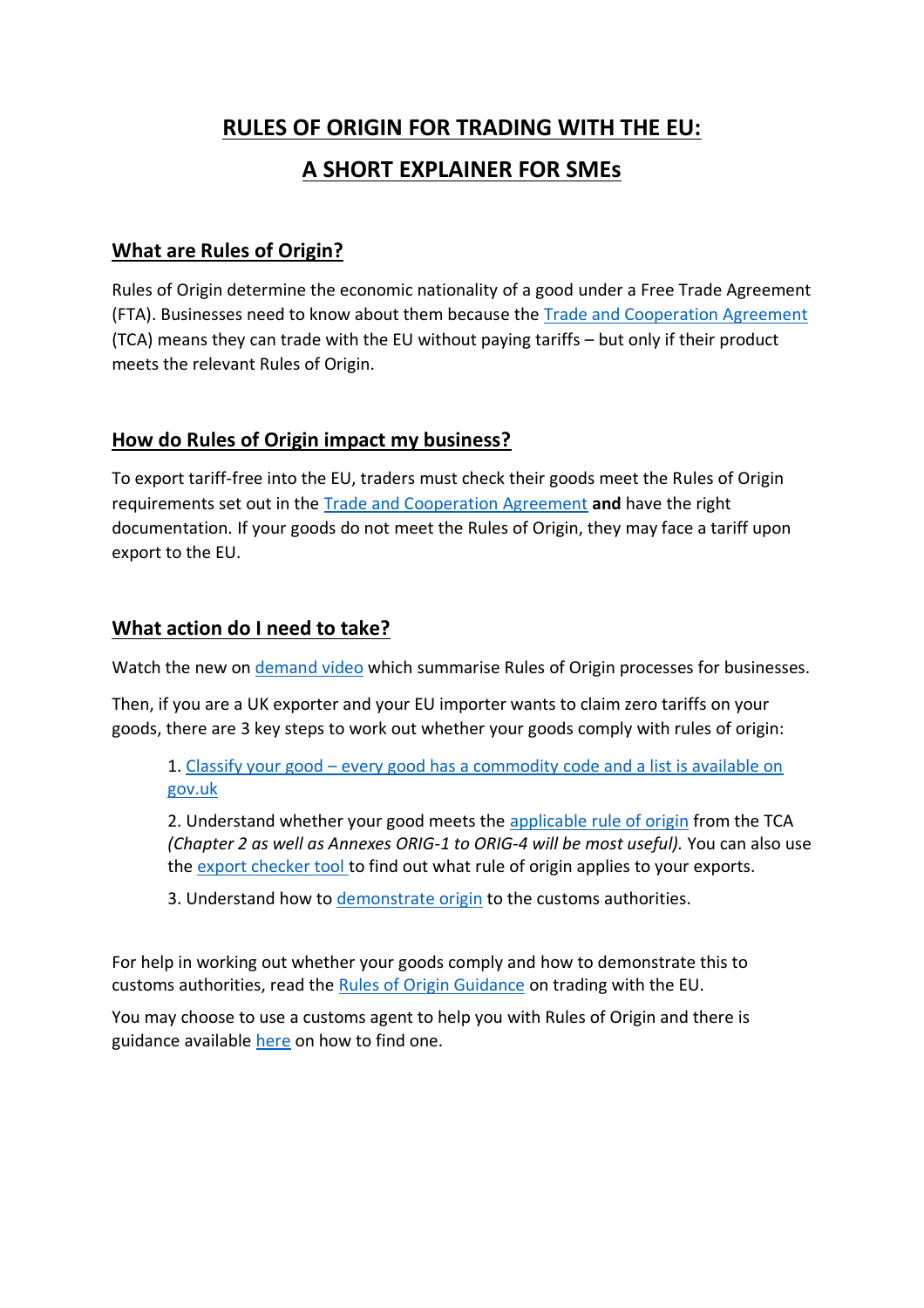# RULES OF ORIGIN FOR TRADING WITH THE EU:

# A SHORT EXPLAINER FOR SMEs

## What are Rules of Origin?

Rules of Origin determine the economic nationality of a good under a Free Trade Agreement (FTA). Businesses need to know about them because the Trade and Cooperation Agreement (TCA) means they can trade with the EU without paying tariffs – but only if their product meets the relevant Rules of Origin.

## How do Rules of Origin impact my business?

To export tariff-free into the EU, traders must check their goods meet the Rules of Origin requirements set out in the Trade and Cooperation Agreement **and** have the right documentation. If your goods do not meet the Rules of Origin, they may face a tariff upon export to the EU.

## What action do I need to take?

Watch the new on demand video which summarise Rules of Origin processes for businesses.

Then, if you are a UK exporter and your EU importer wants to claim zero tariffs on your goods, there are 3 key steps to work out whether your goods comply with rules of origin:

1. Classify your good – every good has a commodity code and a list is available on gov.uk
2. Understand whether your good meets the applicable rule of origin from the TCA *(Chapter 2 as well as Annexes ORIG-1 to ORIG-4 will be most useful).* You can also use the export checker tool to find out what rule of origin applies to your exports.
3. Understand how to demonstrate origin to the customs authorities.

For help in working out whether your goods comply and how to demonstrate this to customs authorities, read the Rules of Origin Guidance on trading with the EU.

You may choose to use a customs agent to help you with Rules of Origin and there is guidance available here on how to find one.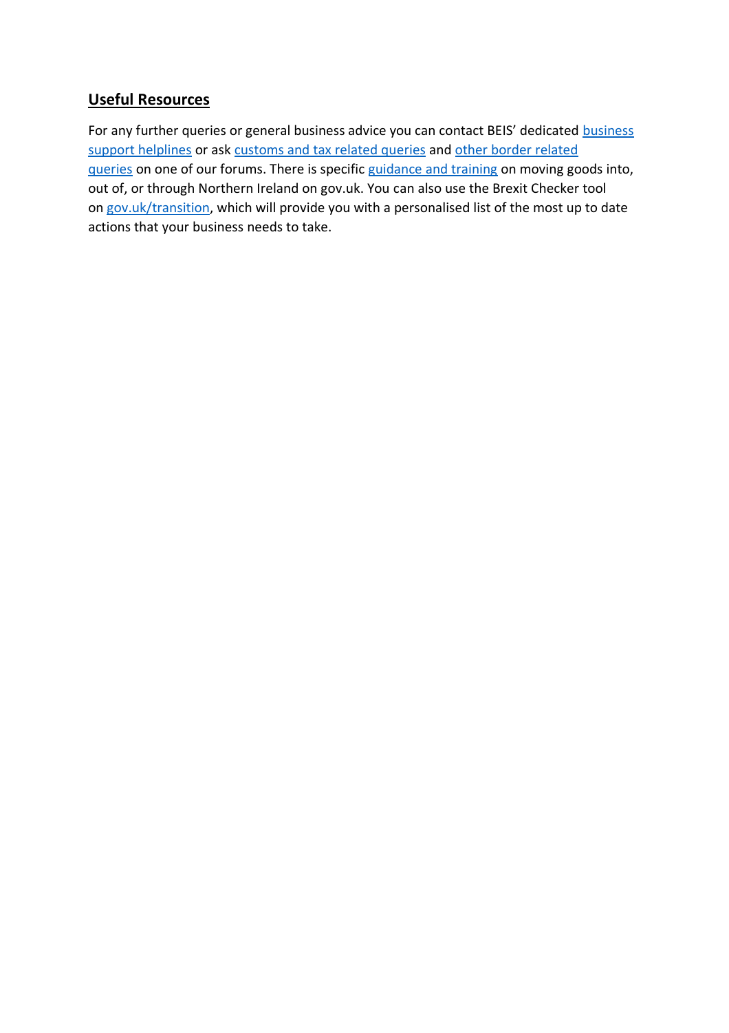## Useful Resources

For any further queries or general business advice you can contact BEIS' dedicated business support helplines or ask customs and tax related queries and other border related queries on one of our forums. There is specific guidance and training on moving goods into, out of, or through Northern Ireland on gov.uk. You can also use the Brexit Checker tool on gov.uk/transition, which will provide you with a personalised list of the most up to date actions that your business needs to take.